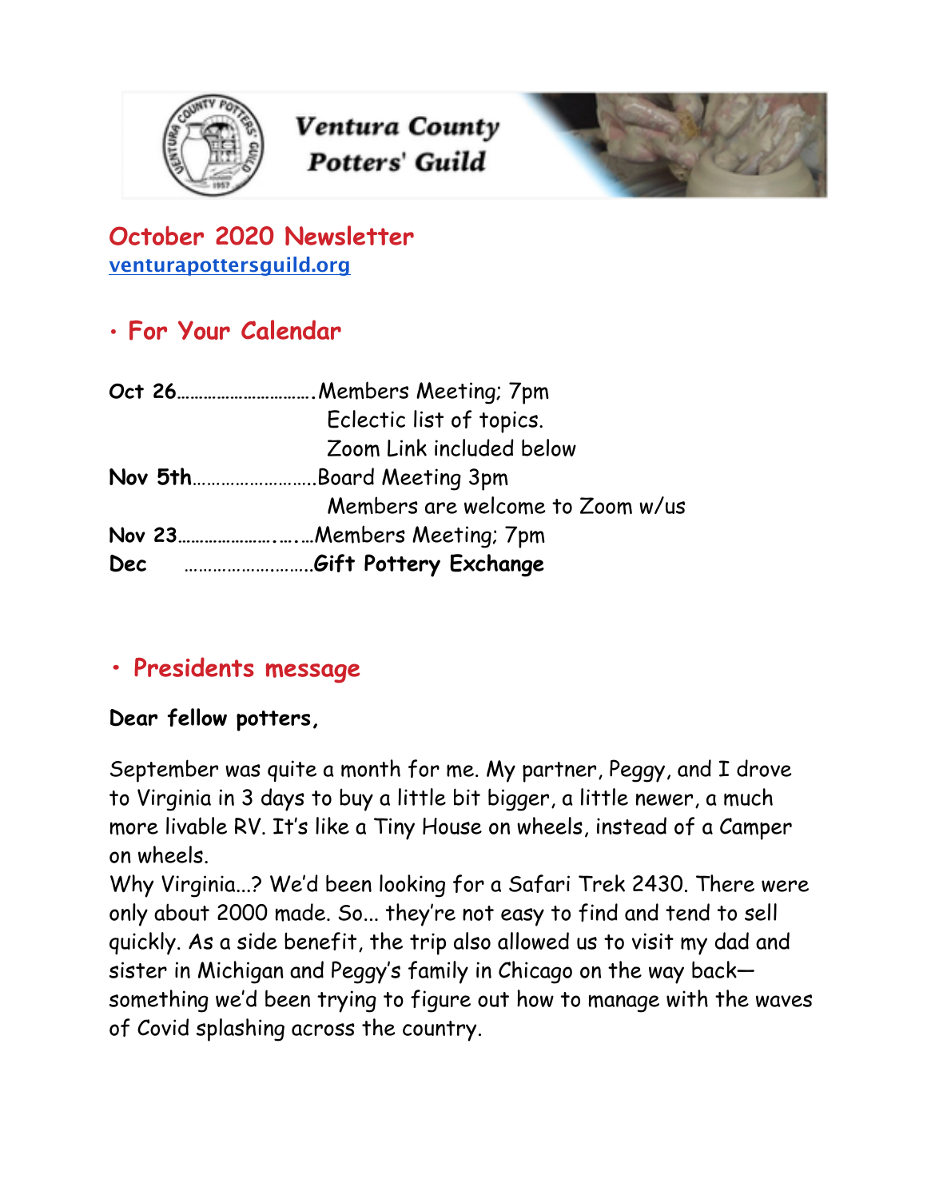# Ventura County Potters' Guild

## October 2020 Newsletter

[venturapottersguild.org](venturapottersguild.org)

## • For Your Calendar

**Oct 26**……………………….Members Meeting; 7pm
Eclectic list of topics.
Zoom Link included below

**Nov 5th**…………………….Board Meeting 3pm
Members are welcome to Zoom w/us

**Nov 23**…………………..….…Members Meeting; 7pm

**Dec** ……………………..**Gift Pottery Exchange**

## • Presidents message

**Dear fellow potters,**

September was quite a month for me. My partner, Peggy, and I drove to Virginia in 3 days to buy a little bit bigger, a little newer, a much more livable RV. It's like a Tiny House on wheels, instead of a Camper on wheels.

Why Virginia…? We'd been looking for a Safari Trek 2430. There were only about 2000 made. So… they're not easy to find and tend to sell quickly. As a side benefit, the trip also allowed us to visit my dad and sister in Michigan and Peggy's family in Chicago on the way back—something we'd been trying to figure out how to manage with the waves of Covid splashing across the country.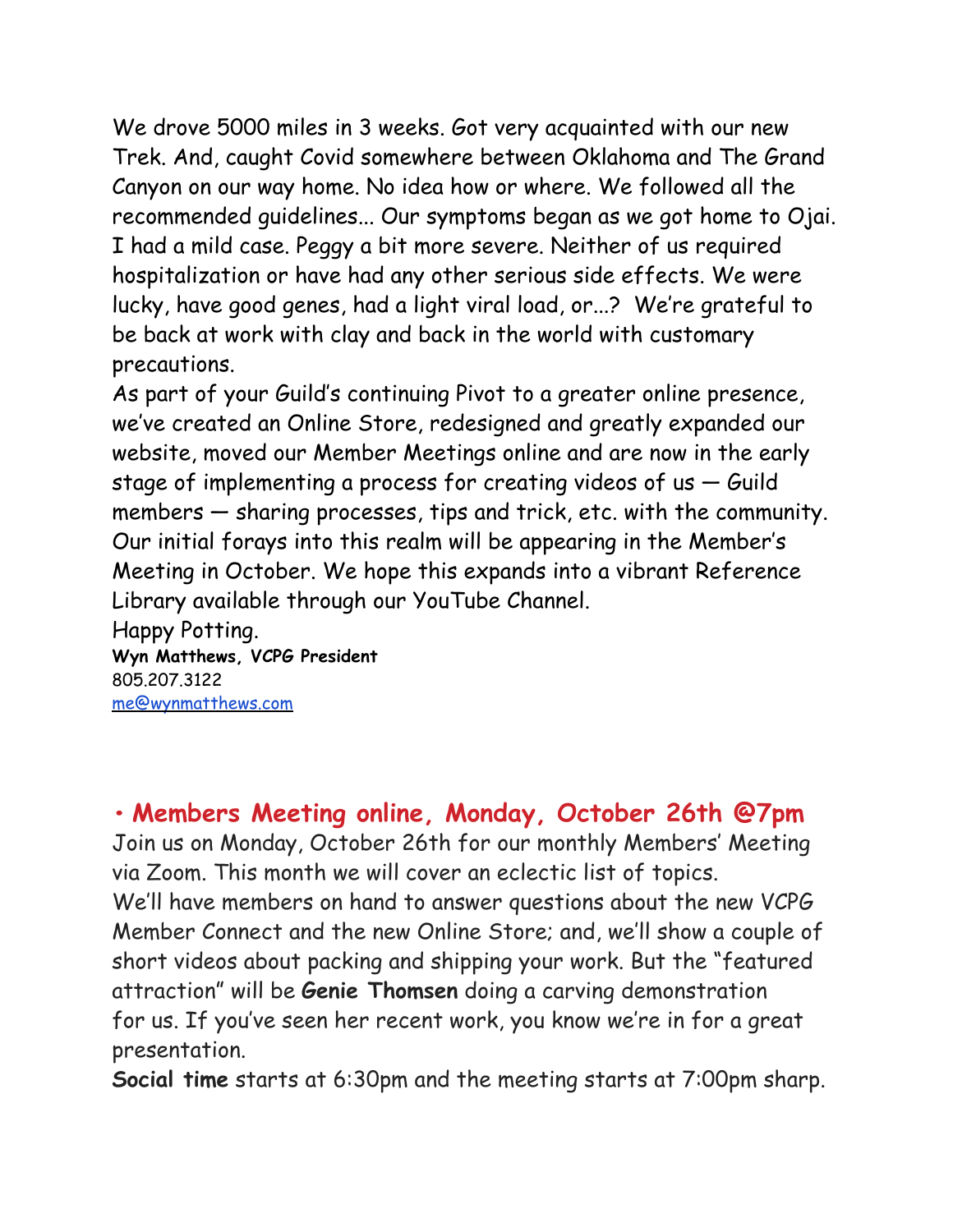We drove 5000 miles in 3 weeks. Got very acquainted with our new Trek. And, caught Covid somewhere between Oklahoma and The Grand Canyon on our way home. No idea how or where. We followed all the recommended guidelines... Our symptoms began as we got home to Ojai. I had a mild case. Peggy a bit more severe. Neither of us required hospitalization or have had any other serious side effects. We were lucky, have good genes, had a light viral load, or...? We're grateful to be back at work with clay and back in the world with customary precautions.

As part of your Guild's continuing Pivot to a greater online presence, we've created an Online Store, redesigned and greatly expanded our website, moved our Member Meetings online and are now in the early stage of implementing a process for creating videos of us — Guild members — sharing processes, tips and trick, etc. with the community. Our initial forays into this realm will be appearing in the Member's Meeting in October. We hope this expands into a vibrant Reference Library available through our YouTube Channel.

Happy Potting.

**Wyn Matthews, VCPG President**
805.207.3122
me@wynmatthews.com

## • Members Meeting online, Monday, October 26th @7pm

Join us on Monday, October 26th for our monthly Members' Meeting via Zoom. This month we will cover an eclectic list of topics. We'll have members on hand to answer questions about the new VCPG Member Connect and the new Online Store; and, we'll show a couple of short videos about packing and shipping your work. But the "featured attraction" will be **Genie Thomsen** doing a carving demonstration for us. If you've seen her recent work, you know we're in for a great presentation.

**Social time** starts at 6:30pm and the meeting starts at 7:00pm sharp.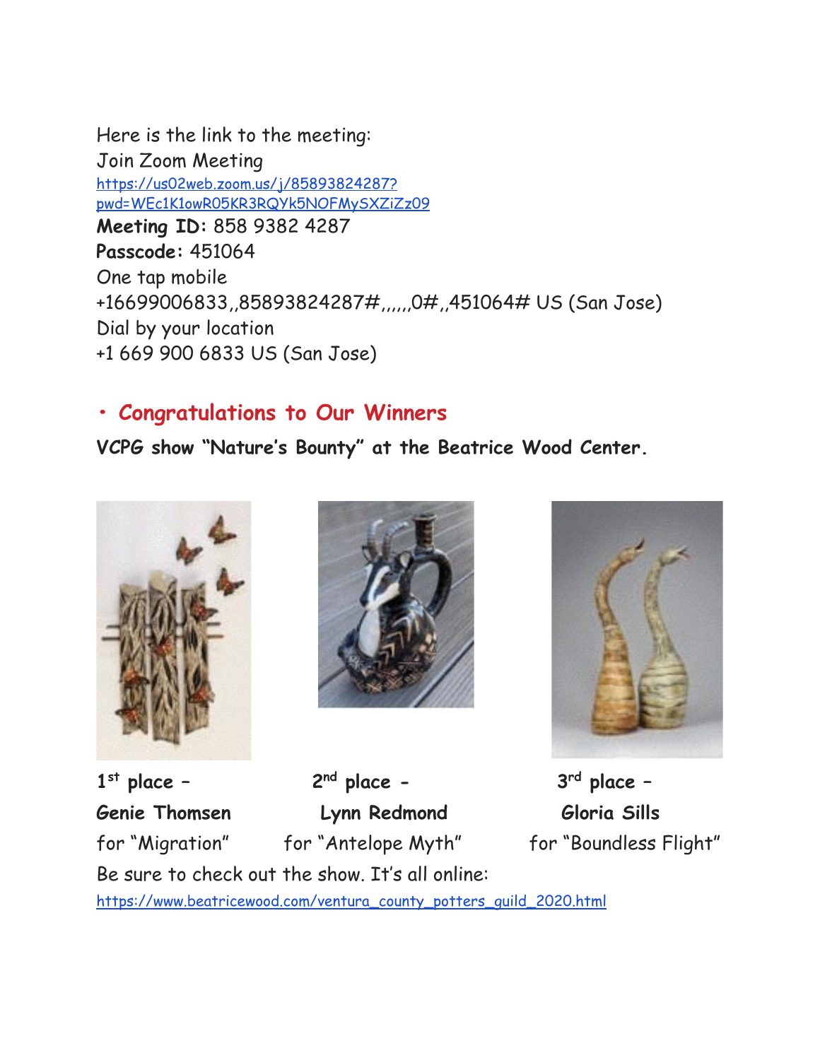Here is the link to the meeting:
Join Zoom Meeting
https://us02web.zoom.us/j/85893824287?pwd=WEc1K1owR05KR3RQYk5NOFMySXZiZz09
**Meeting ID:** 858 9382 4287
**Passcode:** 451064
One tap mobile
+16699006833,,85893824287#,,,,,,0#,,451064# US (San Jose)
Dial by your location
+1 669 900 6833 US (San Jose)

## • Congratulations to Our Winners

**VCPG show "Nature's Bounty" at the Beatrice Wood Center.**

**1st place – Genie Thomsen** for "Migration"

**2nd place - Lynn Redmond** for "Antelope Myth"

**3rd place – Gloria Sills** for "Boundless Flight"

Be sure to check out the show. It's all online:
https://www.beatricewood.com/ventura_county_potters_guild_2020.html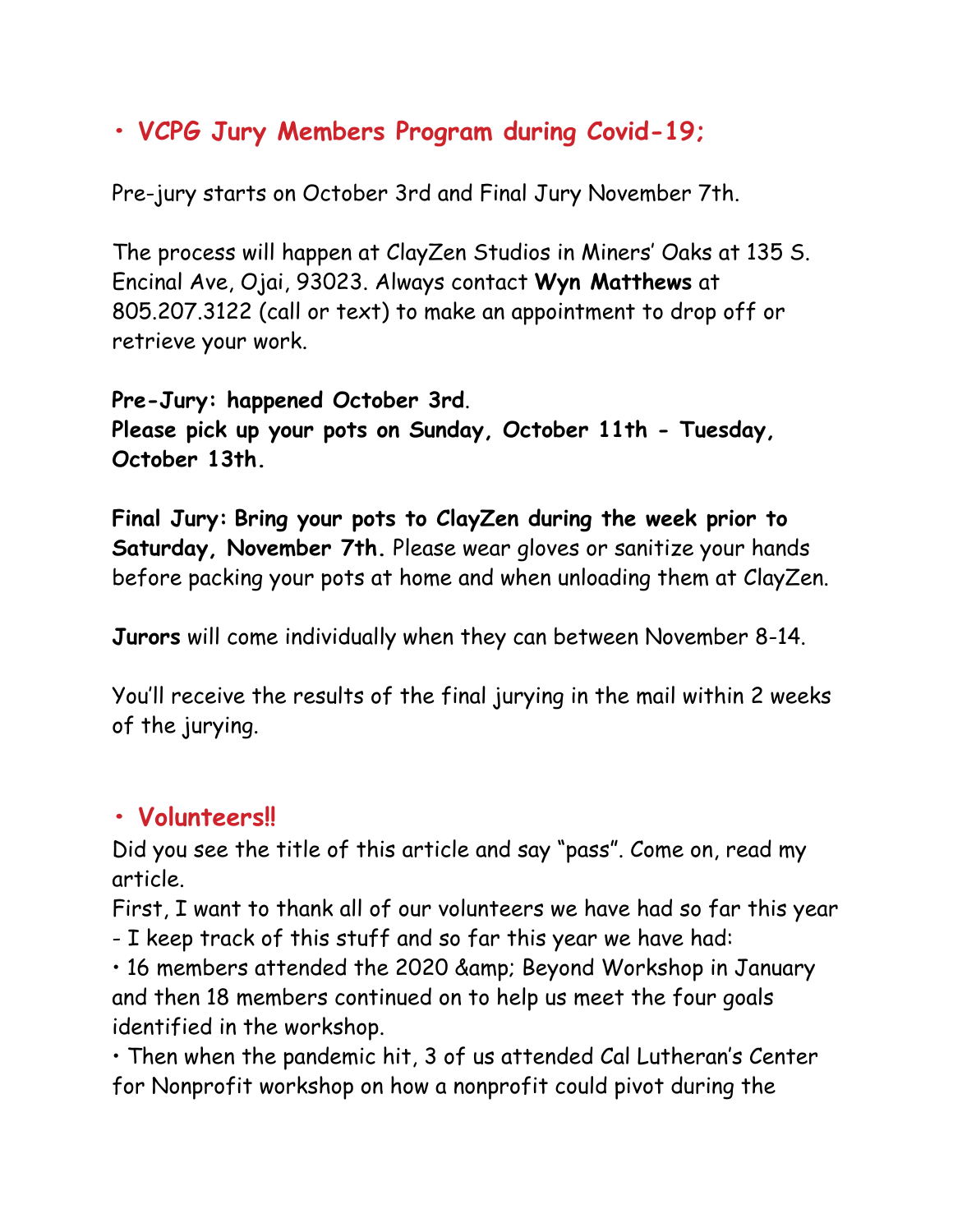## • VCPG Jury Members Program during Covid-19;

Pre-jury starts on October 3rd and Final Jury November 7th.

The process will happen at ClayZen Studios in Miners' Oaks at 135 S. Encinal Ave, Ojai, 93023. Always contact **Wyn Matthews** at 805.207.3122 (call or text) to make an appointment to drop off or retrieve your work.

**Pre-Jury: happened October 3rd**.
**Please pick up your pots on Sunday, October 11th - Tuesday, October 13th.**

**Final Jury: Bring your pots to ClayZen during the week prior to Saturday, November 7th.** Please wear gloves or sanitize your hands before packing your pots at home and when unloading them at ClayZen.

**Jurors** will come individually when they can between November 8-14.

You'll receive the results of the final jurying in the mail within 2 weeks of the jurying.

## • Volunteers!!

Did you see the title of this article and say "pass". Come on, read my article.
First, I want to thank all of our volunteers we have had so far this year - I keep track of this stuff and so far this year we have had:

• 16 members attended the 2020 &amp; Beyond Workshop in January and then 18 members continued on to help us meet the four goals identified in the workshop.

• Then when the pandemic hit, 3 of us attended Cal Lutheran's Center for Nonprofit workshop on how a nonprofit could pivot during the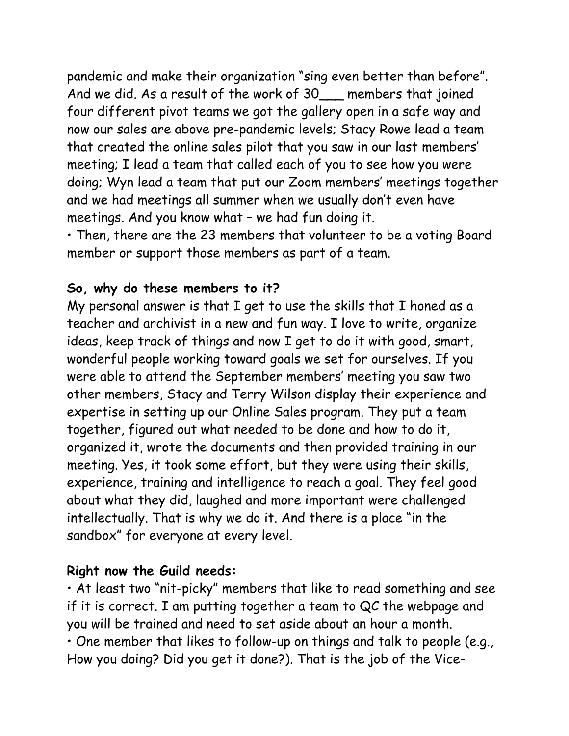pandemic and make their organization "sing even better than before". And we did. As a result of the work of 30___ members that joined four different pivot teams we got the gallery open in a safe way and now our sales are above pre-pandemic levels; Stacy Rowe lead a team that created the online sales pilot that you saw in our last members' meeting; I lead a team that called each of you to see how you were doing; Wyn lead a team that put our Zoom members' meetings together and we had meetings all summer when we usually don't even have meetings. And you know what – we had fun doing it.

• Then, there are the 23 members that volunteer to be a voting Board member or support those members as part of a team.

**So, why do these members to it?**

My personal answer is that I get to use the skills that I honed as a teacher and archivist in a new and fun way. I love to write, organize ideas, keep track of things and now I get to do it with good, smart, wonderful people working toward goals we set for ourselves. If you were able to attend the September members' meeting you saw two other members, Stacy and Terry Wilson display their experience and expertise in setting up our Online Sales program. They put a team together, figured out what needed to be done and how to do it, organized it, wrote the documents and then provided training in our meeting. Yes, it took some effort, but they were using their skills, experience, training and intelligence to reach a goal. They feel good about what they did, laughed and more important were challenged intellectually. That is why we do it. And there is a place "in the sandbox" for everyone at every level.

**Right now the Guild needs:**

• At least two "nit-picky" members that like to read something and see if it is correct. I am putting together a team to QC the webpage and you will be trained and need to set aside about an hour a month.

• One member that likes to follow-up on things and talk to people (e.g., How you doing? Did you get it done?). That is the job of the Vice-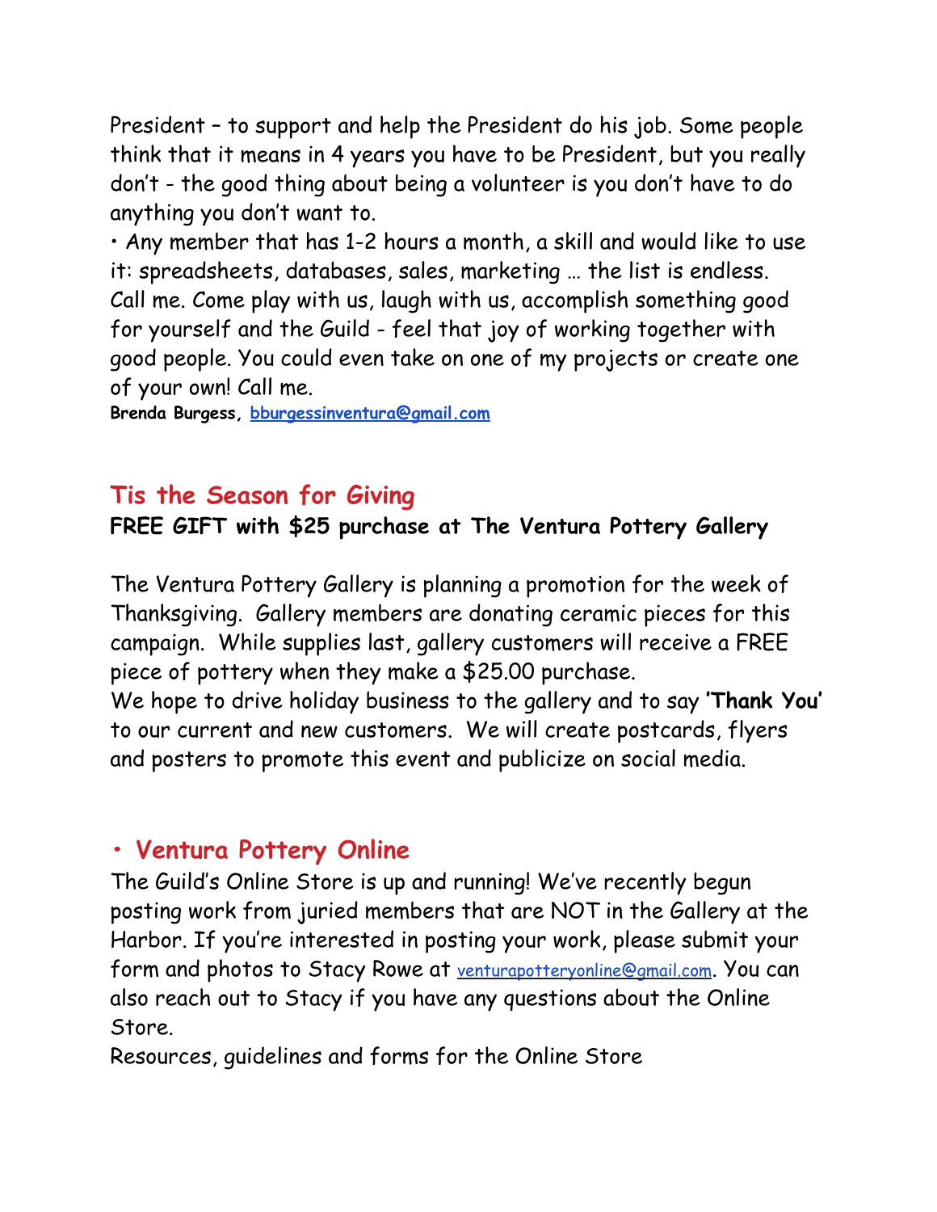President – to support and help the President do his job. Some people think that it means in 4 years you have to be President, but you really don't - the good thing about being a volunteer is you don't have to do anything you don't want to.

• Any member that has 1-2 hours a month, a skill and would like to use it: spreadsheets, databases, sales, marketing … the list is endless. Call me. Come play with us, laugh with us, accomplish something good for yourself and the Guild - feel that joy of working together with good people. You could even take on one of my projects or create one of your own! Call me.

**Brenda Burgess, bburgessinventura@gmail.com**

## Tis the Season for Giving

**FREE GIFT with $25 purchase at The Ventura Pottery Gallery**

The Ventura Pottery Gallery is planning a promotion for the week of Thanksgiving. Gallery members are donating ceramic pieces for this campaign. While supplies last, gallery customers will receive a FREE piece of pottery when they make a $25.00 purchase.

We hope to drive holiday business to the gallery and to say **'Thank You'** to our current and new customers. We will create postcards, flyers and posters to promote this event and publicize on social media.

## • Ventura Pottery Online

The Guild's Online Store is up and running! We've recently begun posting work from juried members that are NOT in the Gallery at the Harbor. If you're interested in posting your work, please submit your form and photos to Stacy Rowe at venturapotteryonline@gmail.com. You can also reach out to Stacy if you have any questions about the Online Store.

Resources, guidelines and forms for the Online Store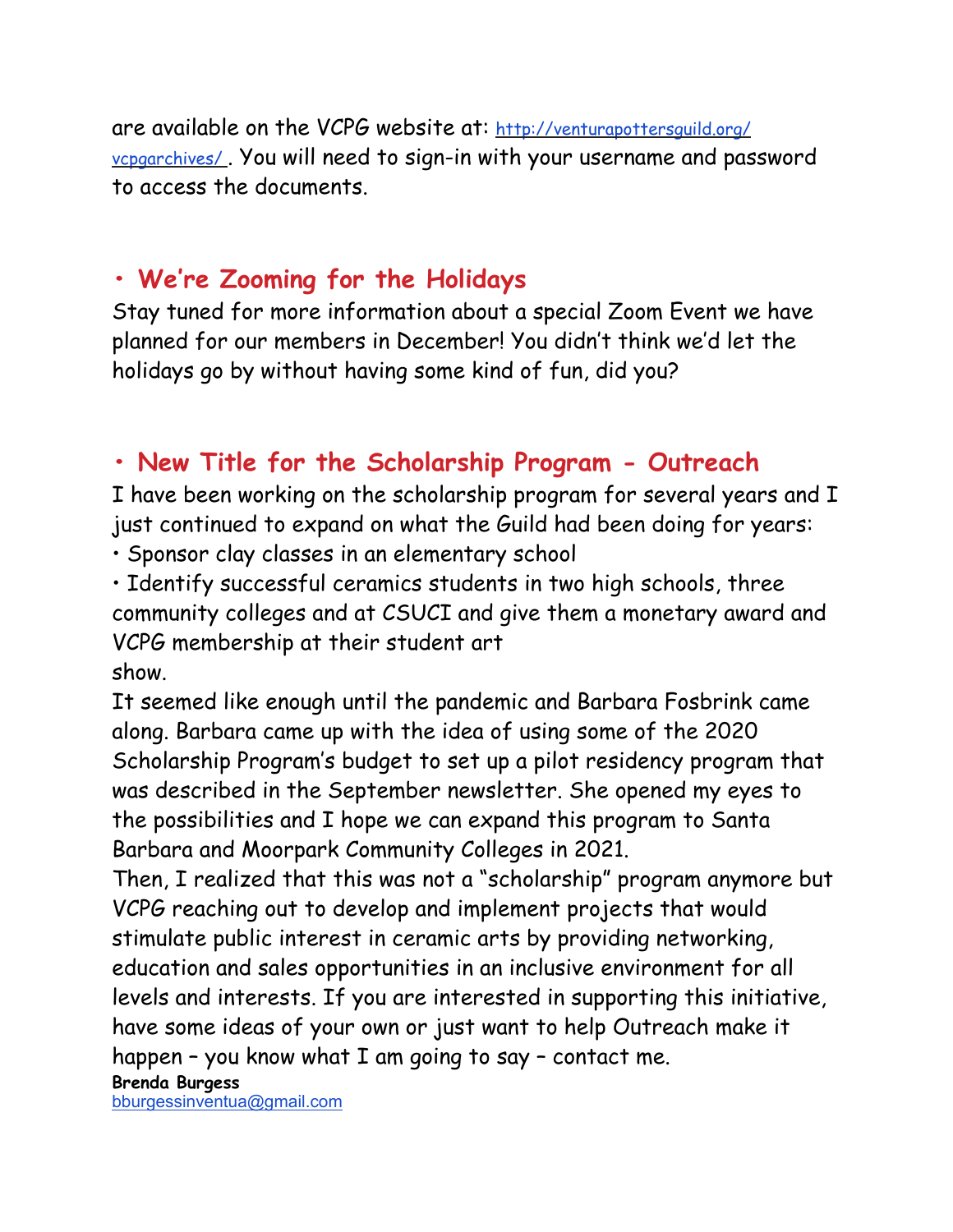are available on the VCPG website at: http://venturapottersguild.org/vcpgarchives/ . You will need to sign-in with your username and password to access the documents.

## • We're Zooming for the Holidays

Stay tuned for more information about a special Zoom Event we have planned for our members in December! You didn't think we'd let the holidays go by without having some kind of fun, did you?

## • New Title for the Scholarship Program - Outreach

I have been working on the scholarship program for several years and I just continued to expand on what the Guild had been doing for years:

• Sponsor clay classes in an elementary school

• Identify successful ceramics students in two high schools, three community colleges and at CSUCI and give them a monetary award and VCPG membership at their student art show.

It seemed like enough until the pandemic and Barbara Fosbrink came along. Barbara came up with the idea of using some of the 2020 Scholarship Program's budget to set up a pilot residency program that was described in the September newsletter. She opened my eyes to the possibilities and I hope we can expand this program to Santa Barbara and Moorpark Community Colleges in 2021.

Then, I realized that this was not a "scholarship" program anymore but VCPG reaching out to develop and implement projects that would stimulate public interest in ceramic arts by providing networking, education and sales opportunities in an inclusive environment for all levels and interests. If you are interested in supporting this initiative, have some ideas of your own or just want to help Outreach make it happen – you know what I am going to say – contact me.

**Brenda Burgess**
bburgessinventua@gmail.com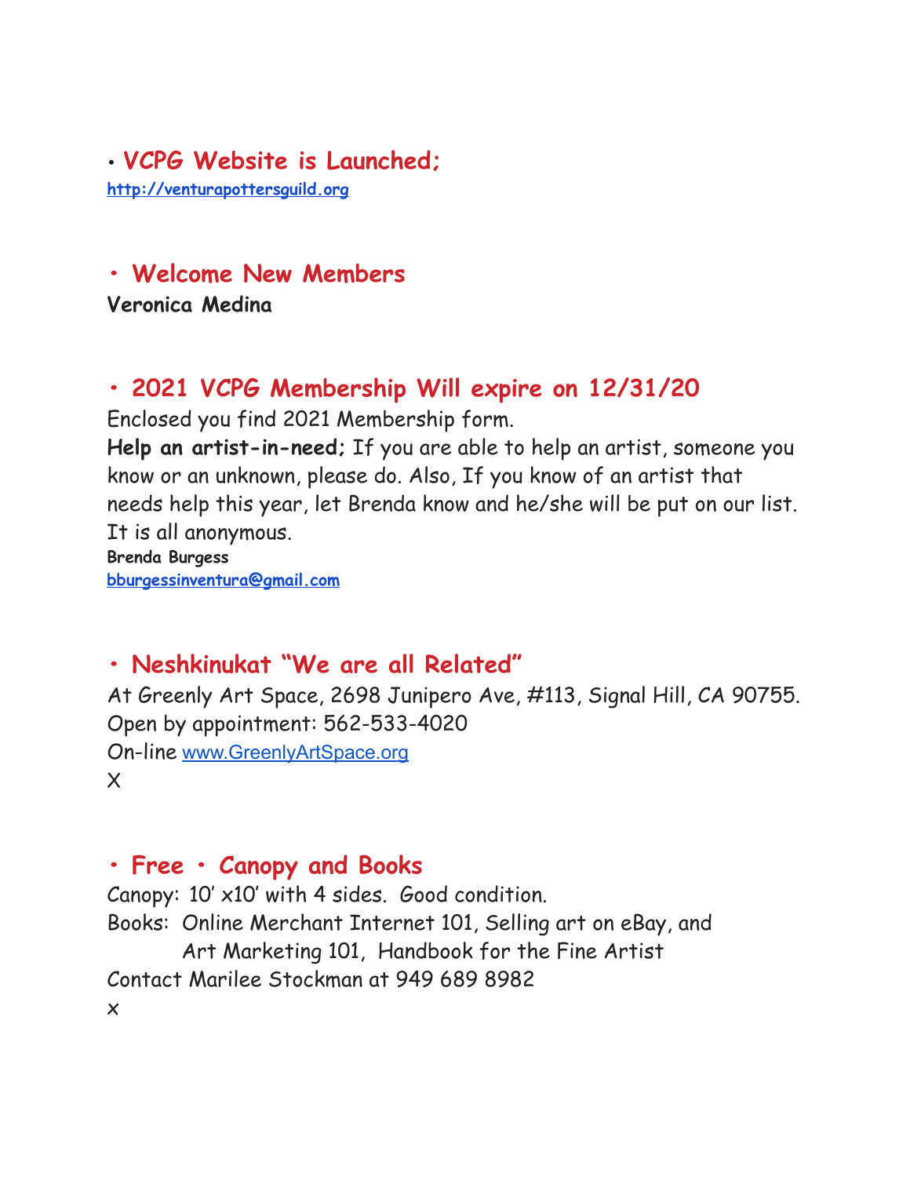## • VCPG Website is Launched;

**http://venturapottersguild.org**

## • Welcome New Members

**Veronica Medina**

## • 2021 VCPG Membership Will expire on 12/31/20

Enclosed you find 2021 Membership form.

**Help an artist-in-need;** If you are able to help an artist, someone you know or an unknown, please do. Also, If you know of an artist that needs help this year, let Brenda know and he/she will be put on our list. It is all anonymous.

**Brenda Burgess**
**bburgessinventura@gmail.com**

## • Neshkinukat "We are all Related"

At Greenly Art Space, 2698 Junipero Ave, #113, Signal Hill, CA 90755.
Open by appointment: 562-533-4020
On-line www.GreenlyArtSpace.org
X

## • Free • Canopy and Books

Canopy: 10' x10' with 4 sides. Good condition.
Books: Online Merchant Internet 101, Selling art on eBay, and
Art Marketing 101, Handbook for the Fine Artist
Contact Marilee Stockman at 949 689 8982
x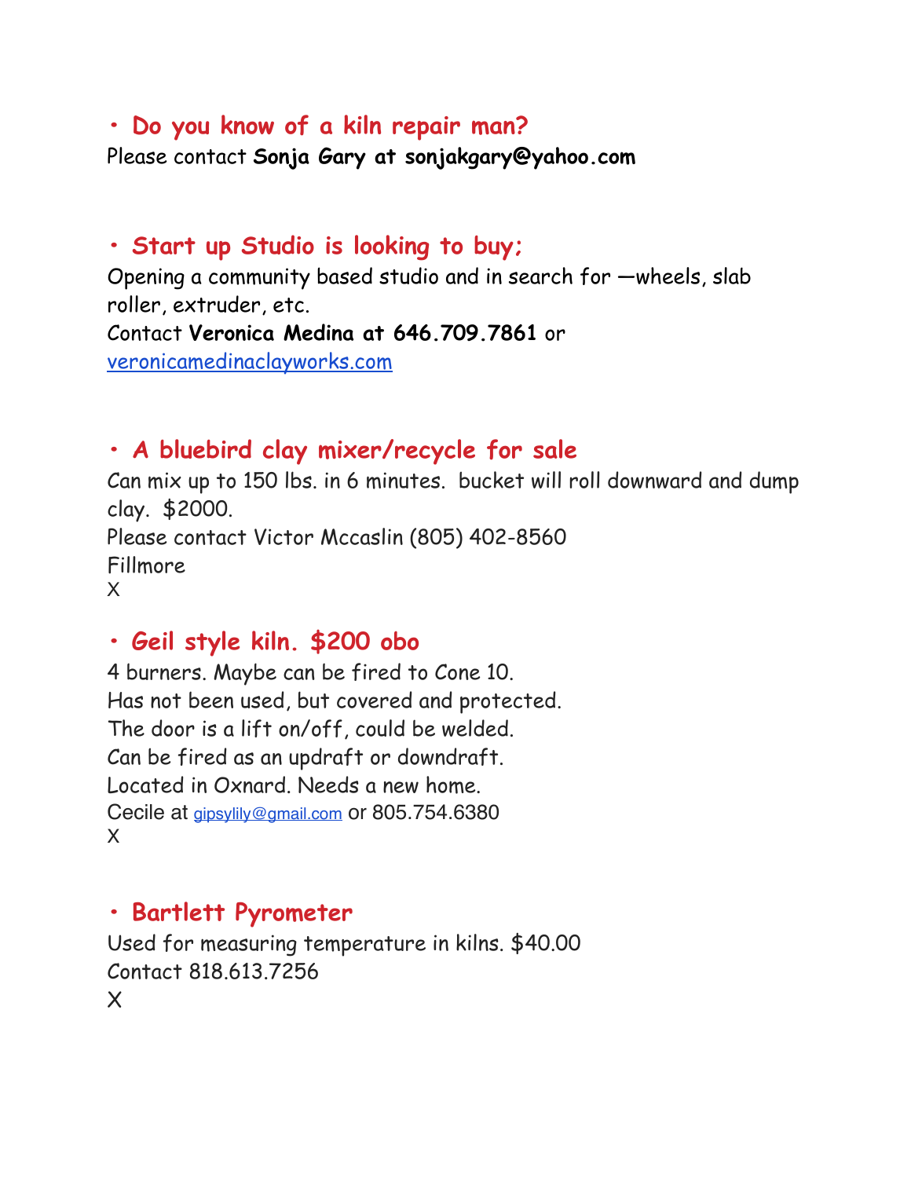- **Do you know of a kiln repair man?**

Please contact **Sonja Gary at sonjakgary@yahoo.com**

- **Start up Studio is looking to buy;**

Opening a community based studio and in search for —wheels, slab roller, extruder, etc.
Contact **Veronica Medina at 646.709.7861** or
veronicamedinaclayworks.com

- **A bluebird clay mixer/recycle for sale**

Can mix up to 150 lbs. in 6 minutes.  bucket will roll downward and dump clay.  $2000.
Please contact Victor Mccaslin (805) 402-8560
Fillmore
X

- **Geil style kiln. $200 obo**

4 burners. Maybe can be fired to Cone 10.
Has not been used, but covered and protected.
The door is a lift on/off, could be welded.
Can be fired as an updraft or downdraft.
Located in Oxnard. Needs a new home.
Cecile at gipsylily@gmail.com or 805.754.6380
X

- **Bartlett Pyrometer**

Used for measuring temperature in kilns. $40.00
Contact 818.613.7256
X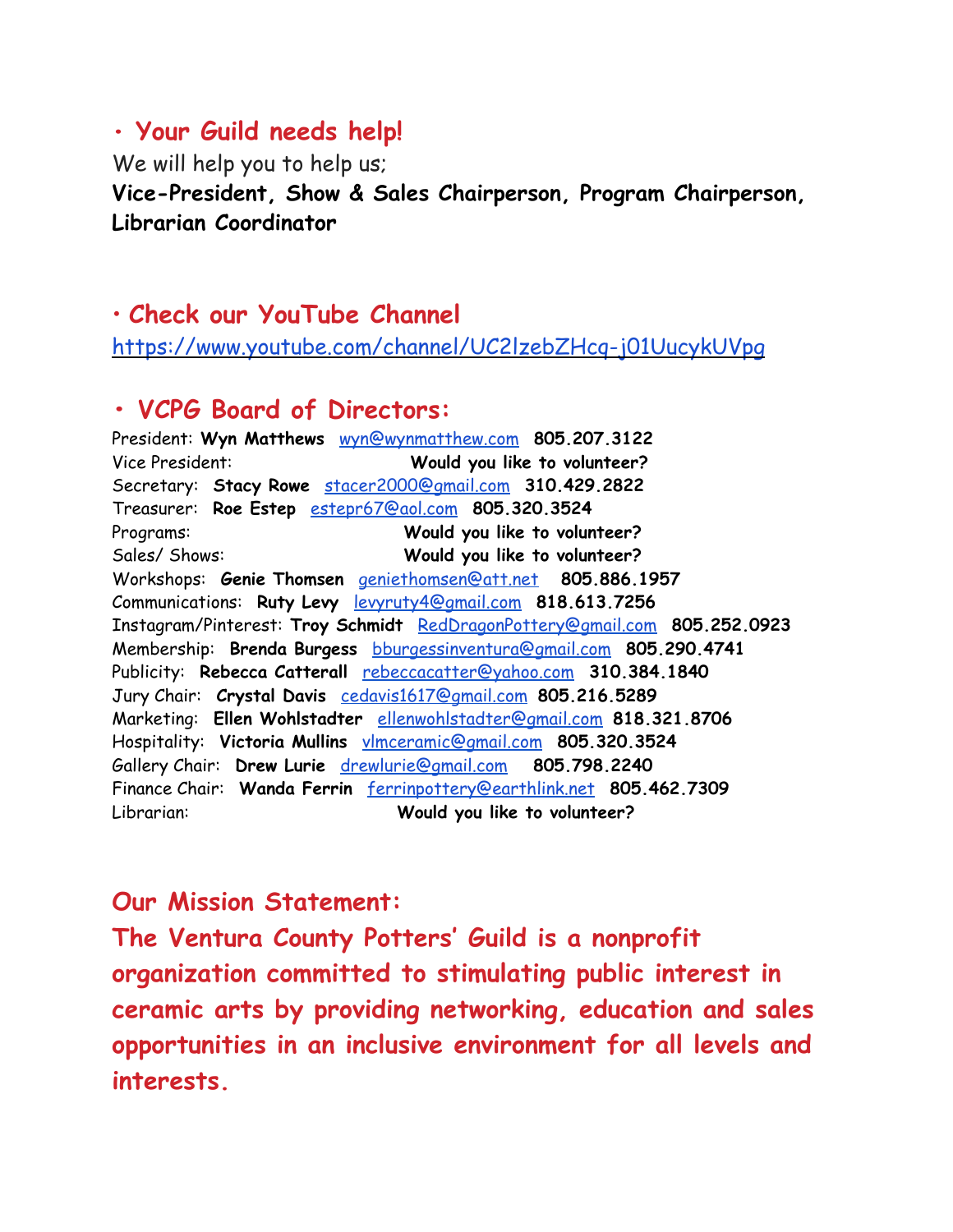## • Your Guild needs help!

We will help you to help us;

**Vice-President, Show & Sales Chairperson, Program Chairperson, Librarian Coordinator**

## • Check our YouTube Channel

https://www.youtube.com/channel/UC2lzebZHcq-j01UucykUVpg

## • VCPG Board of Directors:

President: **Wyn Matthews** wyn@wynmatthew.com **805.207.3122**
Vice President: **Would you like to volunteer?**
Secretary: **Stacy Rowe** stacer2000@gmail.com **310.429.2822**
Treasurer: **Roe Estep** estepr67@aol.com **805.320.3524**
Programs: **Would you like to volunteer?**
Sales/ Shows: **Would you like to volunteer?**
Workshops: **Genie Thomsen** geniethomsen@att.net **805.886.1957**
Communications: **Ruty Levy** levyruty4@gmail.com **818.613.7256**
Instagram/Pinterest: **Troy Schmidt** RedDragonPottery@gmail.com **805.252.0923**
Membership: **Brenda Burgess** bburgessinventura@gmail.com **805.290.4741**
Publicity: **Rebecca Catterall** rebeccacatter@yahoo.com **310.384.1840**
Jury Chair: **Crystal Davis** cedavis1617@gmail.com **805.216.5289**
Marketing: **Ellen Wohlstadter** ellenwohlstadter@gmail.com **818.321.8706**
Hospitality: **Victoria Mullins** vlmceramic@gmail.com **805.320.3524**
Gallery Chair: **Drew Lurie** drewlurie@gmail.com **805.798.2240**
Finance Chair: **Wanda Ferrin** ferrinpottery@earthlink.net **805.462.7309**
Librarian: **Would you like to volunteer?**

## Our Mission Statement:

**The Ventura County Potters' Guild is a nonprofit organization committed to stimulating public interest in ceramic arts by providing networking, education and sales opportunities in an inclusive environment for all levels and interests.**